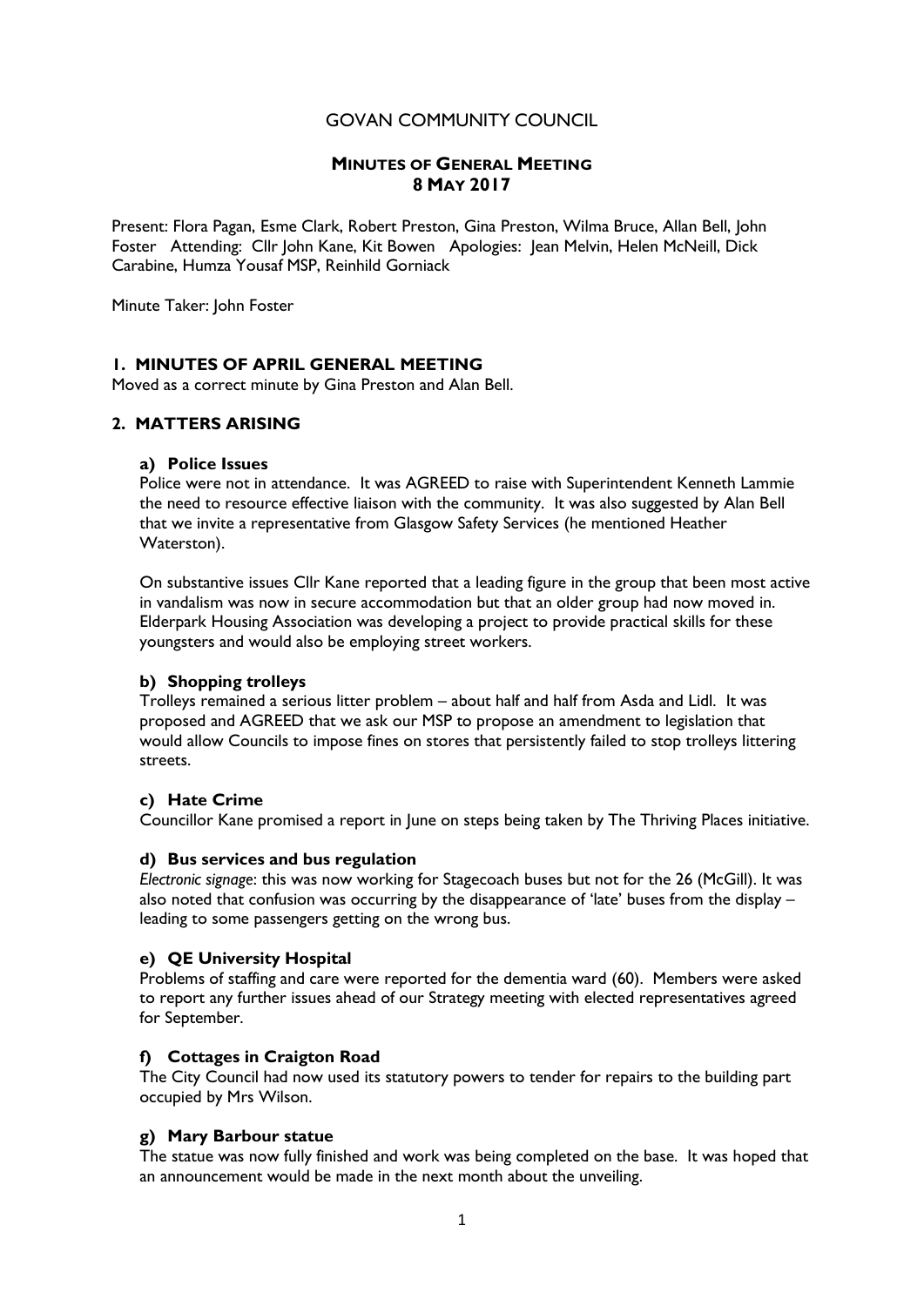# GOVAN COMMUNITY COUNCIL

## MINUTES OF GENERAL MEETING
## 8 MAY 2017

Present: Flora Pagan, Esme Clark, Robert Preston, Gina Preston, Wilma Bruce, Allan Bell, John Foster   Attending: Cllr John Kane, Kit Bowen   Apologies: Jean Melvin, Helen McNeill, Dick Carabine, Humza Yousaf MSP, Reinhild Gorniack

Minute Taker: John Foster

### 1. MINUTES OF APRIL GENERAL MEETING

Moved as a correct minute by Gina Preston and Alan Bell.

### 2. MATTERS ARISING

#### a) Police Issues

Police were not in attendance. It was AGREED to raise with Superintendent Kenneth Lammie the need to resource effective liaison with the community. It was also suggested by Alan Bell that we invite a representative from Glasgow Safety Services (he mentioned Heather Waterston).

On substantive issues Cllr Kane reported that a leading figure in the group that been most active in vandalism was now in secure accommodation but that an older group had now moved in. Elderpark Housing Association was developing a project to provide practical skills for these youngsters and would also be employing street workers.

#### b) Shopping trolleys

Trolleys remained a serious litter problem – about half and half from Asda and Lidl. It was proposed and AGREED that we ask our MSP to propose an amendment to legislation that would allow Councils to impose fines on stores that persistently failed to stop trolleys littering streets.

#### c) Hate Crime

Councillor Kane promised a report in June on steps being taken by The Thriving Places initiative.

#### d) Bus services and bus regulation

*Electronic signage*: this was now working for Stagecoach buses but not for the 26 (McGill). It was also noted that confusion was occurring by the disappearance of 'late' buses from the display – leading to some passengers getting on the wrong bus.

#### e) QE University Hospital

Problems of staffing and care were reported for the dementia ward (60). Members were asked to report any further issues ahead of our Strategy meeting with elected representatives agreed for September.

#### f) Cottages in Craigton Road

The City Council had now used its statutory powers to tender for repairs to the building part occupied by Mrs Wilson.

#### g) Mary Barbour statue

The statue was now fully finished and work was being completed on the base. It was hoped that an announcement would be made in the next month about the unveiling.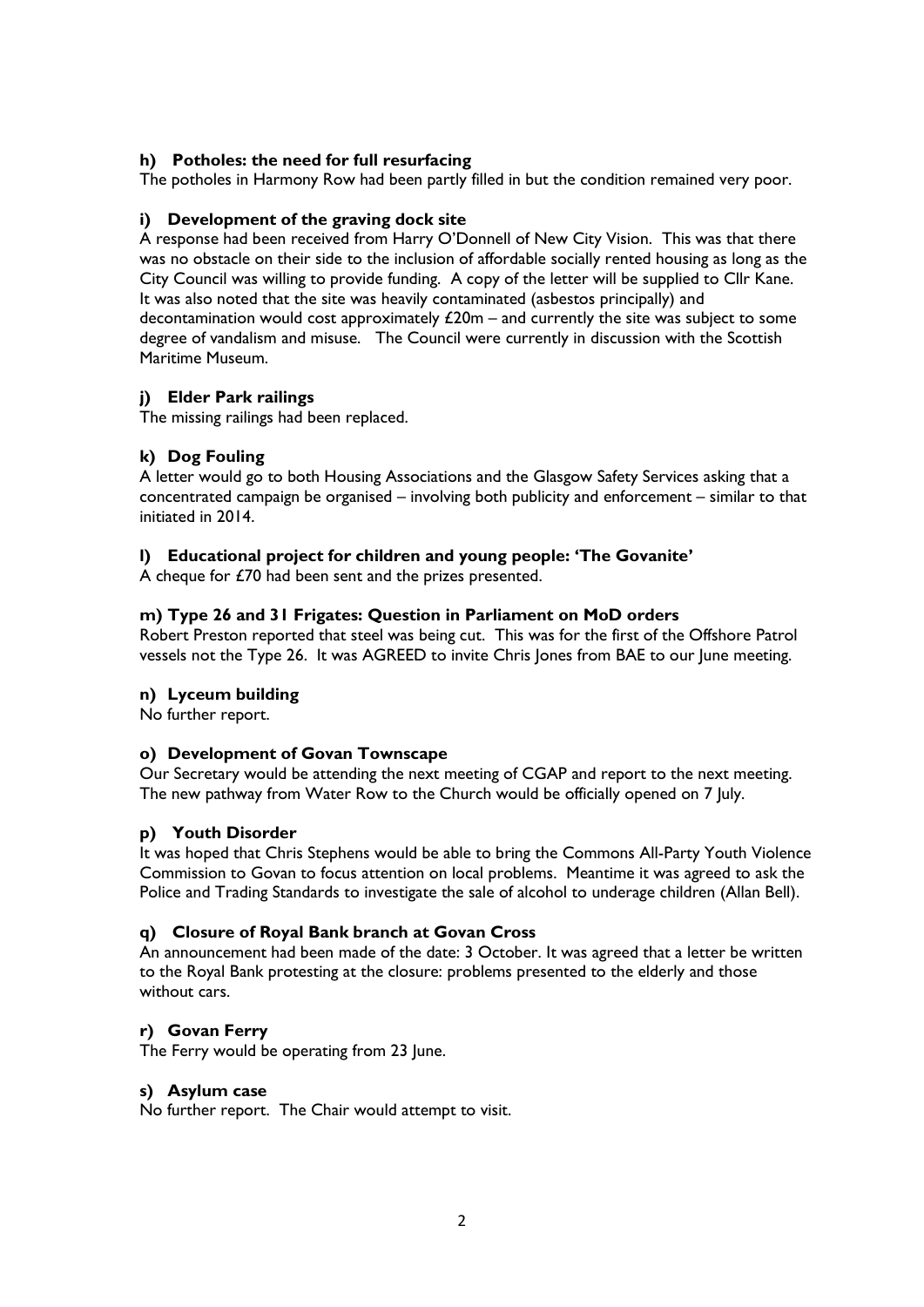**h) Potholes: the need for full resurfacing**

The potholes in Harmony Row had been partly filled in but the condition remained very poor.

**i) Development of the graving dock site**

A response had been received from Harry O'Donnell of New City Vision. This was that there was no obstacle on their side to the inclusion of affordable socially rented housing as long as the City Council was willing to provide funding. A copy of the letter will be supplied to Cllr Kane. It was also noted that the site was heavily contaminated (asbestos principally) and decontamination would cost approximately £20m – and currently the site was subject to some degree of vandalism and misuse. The Council were currently in discussion with the Scottish Maritime Museum.

**j) Elder Park railings**

The missing railings had been replaced.

**k) Dog Fouling**

A letter would go to both Housing Associations and the Glasgow Safety Services asking that a concentrated campaign be organised – involving both publicity and enforcement – similar to that initiated in 2014.

**l) Educational project for children and young people: 'The Govanite'**

A cheque for £70 had been sent and the prizes presented.

**m) Type 26 and 31 Frigates: Question in Parliament on MoD orders**

Robert Preston reported that steel was being cut. This was for the first of the Offshore Patrol vessels not the Type 26. It was AGREED to invite Chris Jones from BAE to our June meeting.

**n) Lyceum building**

No further report.

**o) Development of Govan Townscape**

Our Secretary would be attending the next meeting of CGAP and report to the next meeting. The new pathway from Water Row to the Church would be officially opened on 7 July.

**p) Youth Disorder**

It was hoped that Chris Stephens would be able to bring the Commons All-Party Youth Violence Commission to Govan to focus attention on local problems. Meantime it was agreed to ask the Police and Trading Standards to investigate the sale of alcohol to underage children (Allan Bell).

**q) Closure of Royal Bank branch at Govan Cross**

An announcement had been made of the date: 3 October. It was agreed that a letter be written to the Royal Bank protesting at the closure: problems presented to the elderly and those without cars.

**r) Govan Ferry**

The Ferry would be operating from 23 June.

**s) Asylum case**

No further report. The Chair would attempt to visit.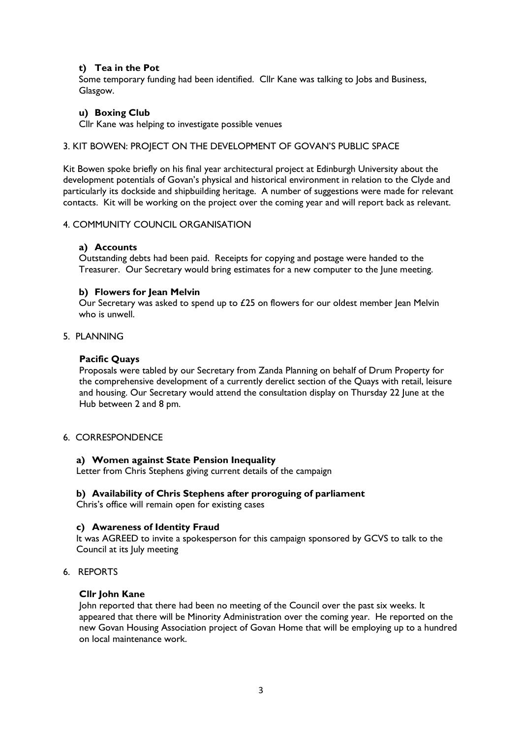**t) Tea in the Pot**

Some temporary funding had been identified. Cllr Kane was talking to Jobs and Business, Glasgow.

**u) Boxing Club**

Cllr Kane was helping to investigate possible venues

3. KIT BOWEN: PROJECT ON THE DEVELOPMENT OF GOVAN'S PUBLIC SPACE

Kit Bowen spoke briefly on his final year architectural project at Edinburgh University about the development potentials of Govan's physical and historical environment in relation to the Clyde and particularly its dockside and shipbuilding heritage. A number of suggestions were made for relevant contacts. Kit will be working on the project over the coming year and will report back as relevant.

4. COMMUNITY COUNCIL ORGANISATION

**a) Accounts**

Outstanding debts had been paid. Receipts for copying and postage were handed to the Treasurer. Our Secretary would bring estimates for a new computer to the June meeting.

**b) Flowers for Jean Melvin**

Our Secretary was asked to spend up to £25 on flowers for our oldest member Jean Melvin who is unwell.

5. PLANNING

**Pacific Quays**

Proposals were tabled by our Secretary from Zanda Planning on behalf of Drum Property for the comprehensive development of a currently derelict section of the Quays with retail, leisure and housing. Our Secretary would attend the consultation display on Thursday 22 June at the Hub between 2 and 8 pm.

6. CORRESPONDENCE

**a) Women against State Pension Inequality**

Letter from Chris Stephens giving current details of the campaign

**b) Availability of Chris Stephens after proroguing of parliament**

Chris's office will remain open for existing cases

**c) Awareness of Identity Fraud**

It was AGREED to invite a spokesperson for this campaign sponsored by GCVS to talk to the Council at its July meeting

6. REPORTS

**Cllr John Kane**

John reported that there had been no meeting of the Council over the past six weeks. It appeared that there will be Minority Administration over the coming year. He reported on the new Govan Housing Association project of Govan Home that will be employing up to a hundred on local maintenance work.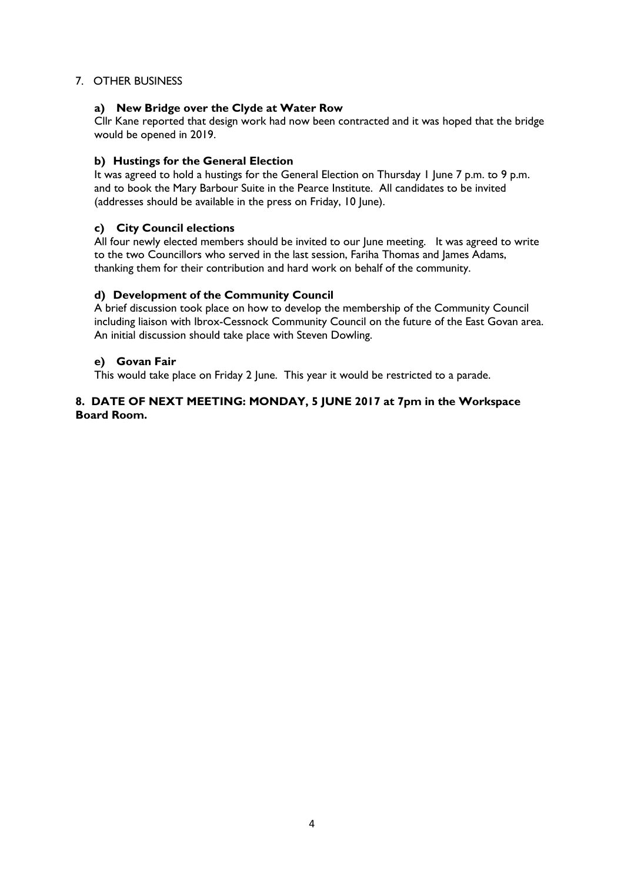7. OTHER BUSINESS

**a) New Bridge over the Clyde at Water Row**

Cllr Kane reported that design work had now been contracted and it was hoped that the bridge would be opened in 2019.

**b) Hustings for the General Election**

It was agreed to hold a hustings for the General Election on Thursday 1 June 7 p.m. to 9 p.m. and to book the Mary Barbour Suite in the Pearce Institute. All candidates to be invited (addresses should be available in the press on Friday, 10 June).

**c) City Council elections**

All four newly elected members should be invited to our June meeting. It was agreed to write to the two Councillors who served in the last session, Fariha Thomas and James Adams, thanking them for their contribution and hard work on behalf of the community.

**d) Development of the Community Council**

A brief discussion took place on how to develop the membership of the Community Council including liaison with Ibrox-Cessnock Community Council on the future of the East Govan area. An initial discussion should take place with Steven Dowling.

**e) Govan Fair**

This would take place on Friday 2 June. This year it would be restricted to a parade.

**8. DATE OF NEXT MEETING: MONDAY, 5 JUNE 2017 at 7pm in the Workspace Board Room.**